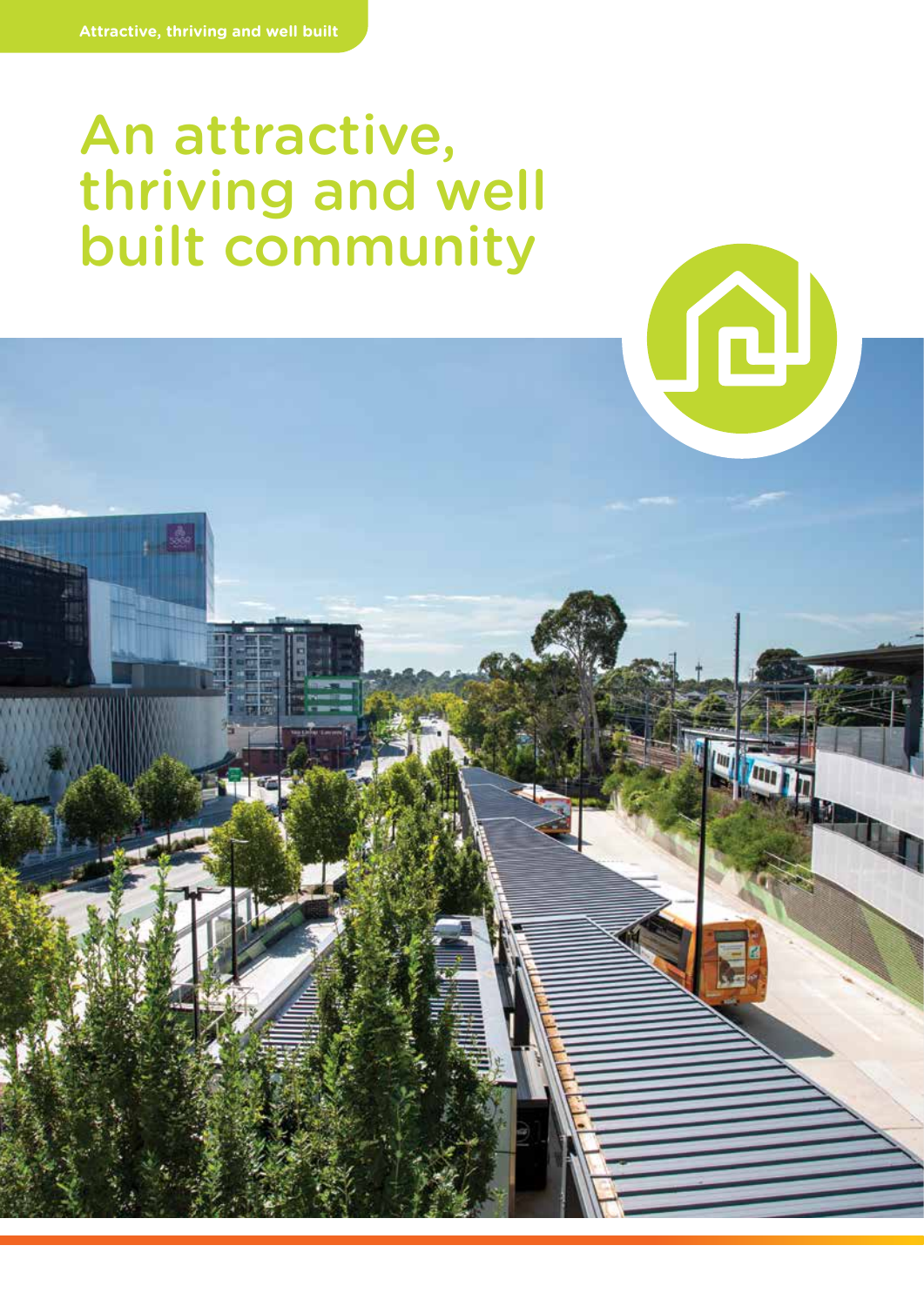# An attractive, thriving and well built community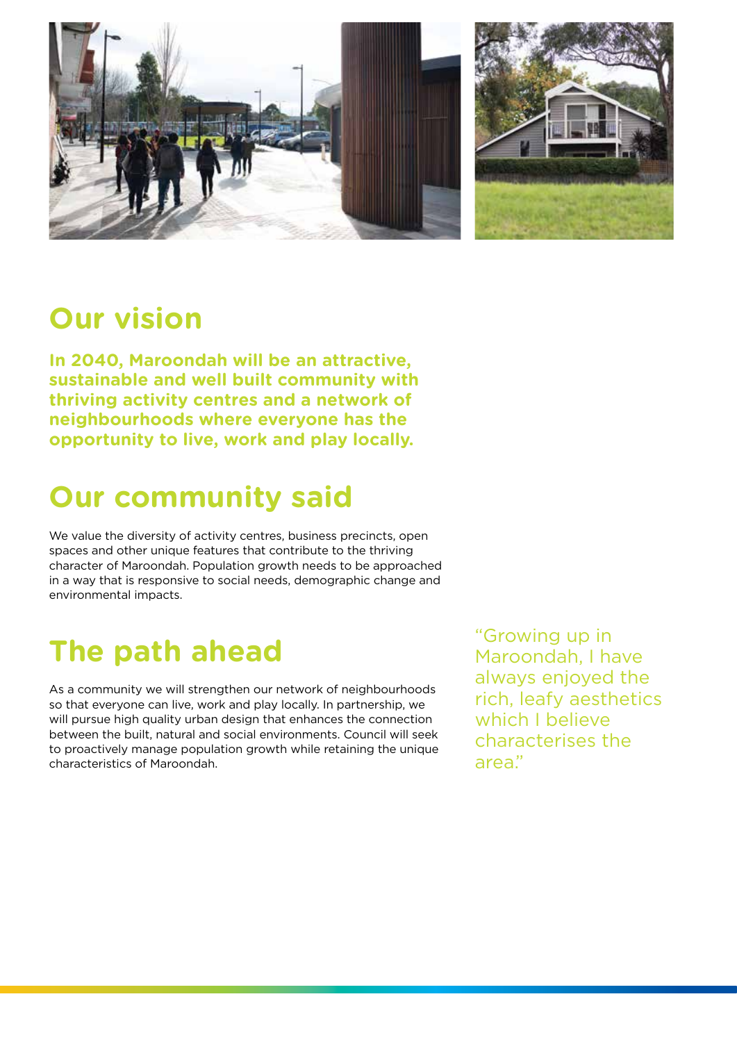## Our vision

**In 2040, Maroondah will be an attractive, sustainable and well built community with thriving activity centres and a network of neighbourhoods where everyone has the opportunity to live, work and play locally.**

## Our community said

We value the diversity of activity centres, business precincts, open spaces and other unique features that contribute to the thriving character of Maroondah. Population growth needs to be approached in a way that is responsive to social needs, demographic change and environmental impacts.

## The path ahead

As a community we will strengthen our network of neighbourhoods so that everyone can live, work and play locally. In partnership, we will pursue high quality urban design that enhances the connection between the built, natural and social environments. Council will seek to proactively manage population growth while retaining the unique characteristics of Maroondah.

"Growing up in Maroondah, I have always enjoyed the rich, leafy aesthetics which I believe characterises the area."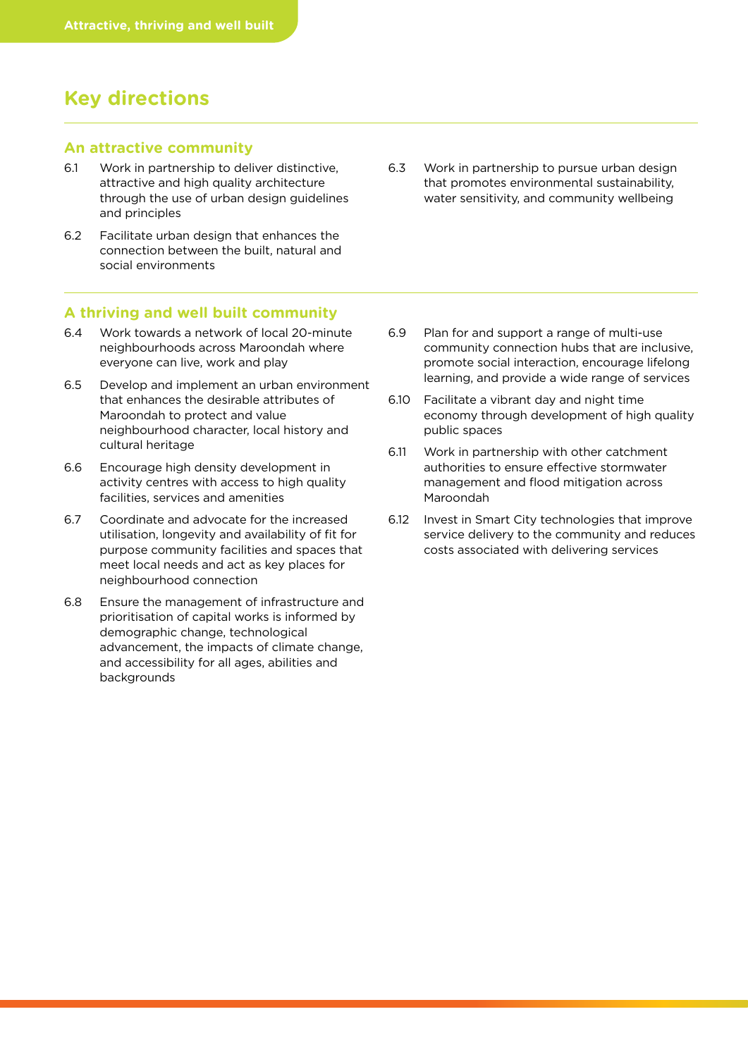## Key directions

### An attractive community

6.1 Work in partnership to deliver distinctive, attractive and high quality architecture through the use of urban design guidelines and principles

6.2 Facilitate urban design that enhances the connection between the built, natural and social environments

6.3 Work in partnership to pursue urban design that promotes environmental sustainability, water sensitivity, and community wellbeing

### A thriving and well built community

6.4 Work towards a network of local 20-minute neighbourhoods across Maroondah where everyone can live, work and play

6.5 Develop and implement an urban environment that enhances the desirable attributes of Maroondah to protect and value neighbourhood character, local history and cultural heritage

6.6 Encourage high density development in activity centres with access to high quality facilities, services and amenities

6.7 Coordinate and advocate for the increased utilisation, longevity and availability of fit for purpose community facilities and spaces that meet local needs and act as key places for neighbourhood connection

6.8 Ensure the management of infrastructure and prioritisation of capital works is informed by demographic change, technological advancement, the impacts of climate change, and accessibility for all ages, abilities and backgrounds

6.9 Plan for and support a range of multi-use community connection hubs that are inclusive, promote social interaction, encourage lifelong learning, and provide a wide range of services

6.10 Facilitate a vibrant day and night time economy through development of high quality public spaces

6.11 Work in partnership with other catchment authorities to ensure effective stormwater management and flood mitigation across Maroondah

6.12 Invest in Smart City technologies that improve service delivery to the community and reduces costs associated with delivering services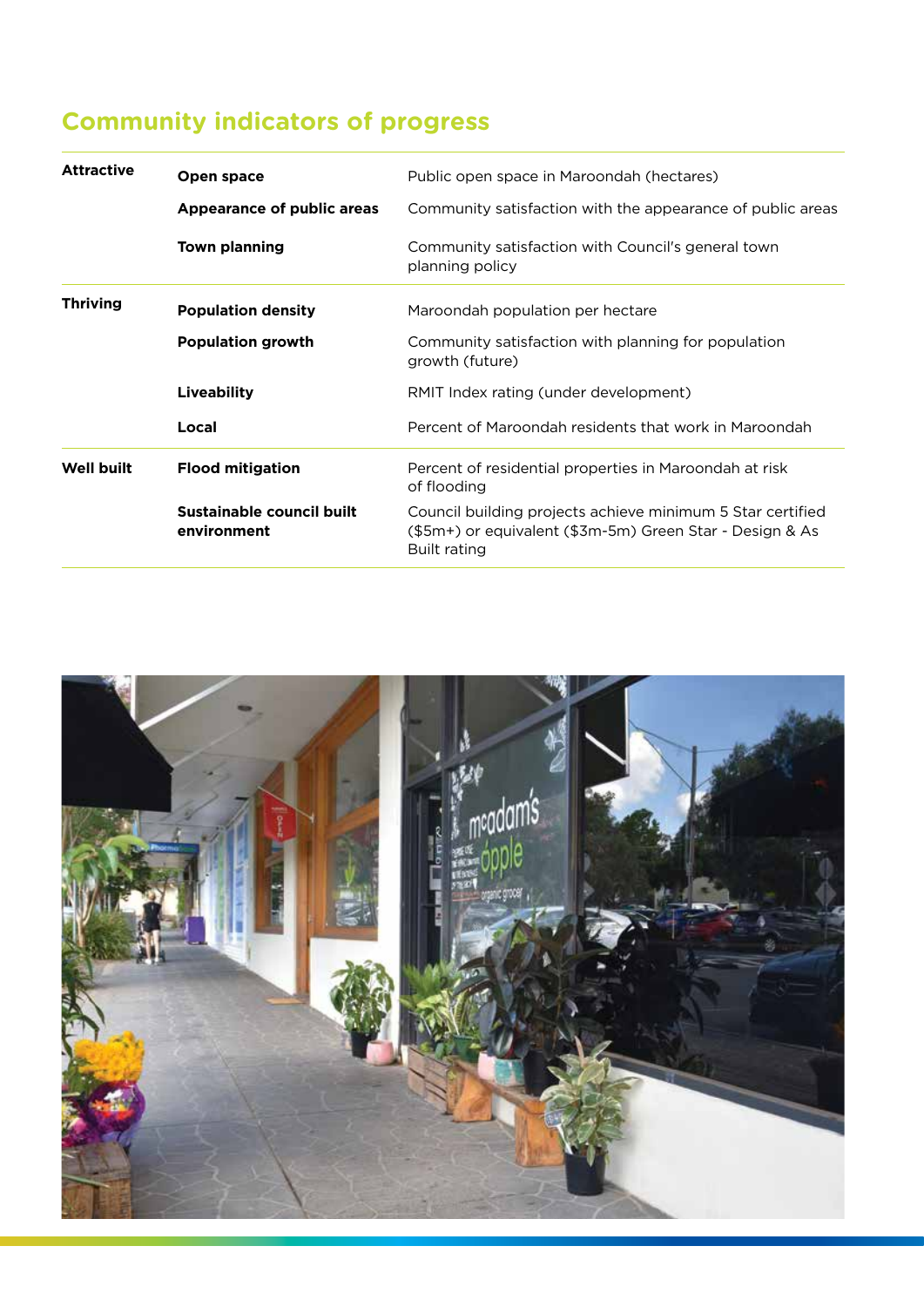## Community indicators of progress

| | | |
|---|---|---|
| **Attractive** | **Open space** | Public open space in Maroondah (hectares) |
| | **Appearance of public areas** | Community satisfaction with the appearance of public areas |
| | **Town planning** | Community satisfaction with Council's general town planning policy |
| **Thriving** | **Population density** | Maroondah population per hectare |
| | **Population growth** | Community satisfaction with planning for population growth (future) |
| | **Liveability** | RMIT Index rating (under development) |
| | **Local** | Percent of Maroondah residents that work in Maroondah |
| **Well built** | **Flood mitigation** | Percent of residential properties in Maroondah at risk of flooding |
| | **Sustainable council built environment** | Council building projects achieve minimum 5 Star certified ($5m+) or equivalent ($3m-5m) Green Star - Design & As Built rating |